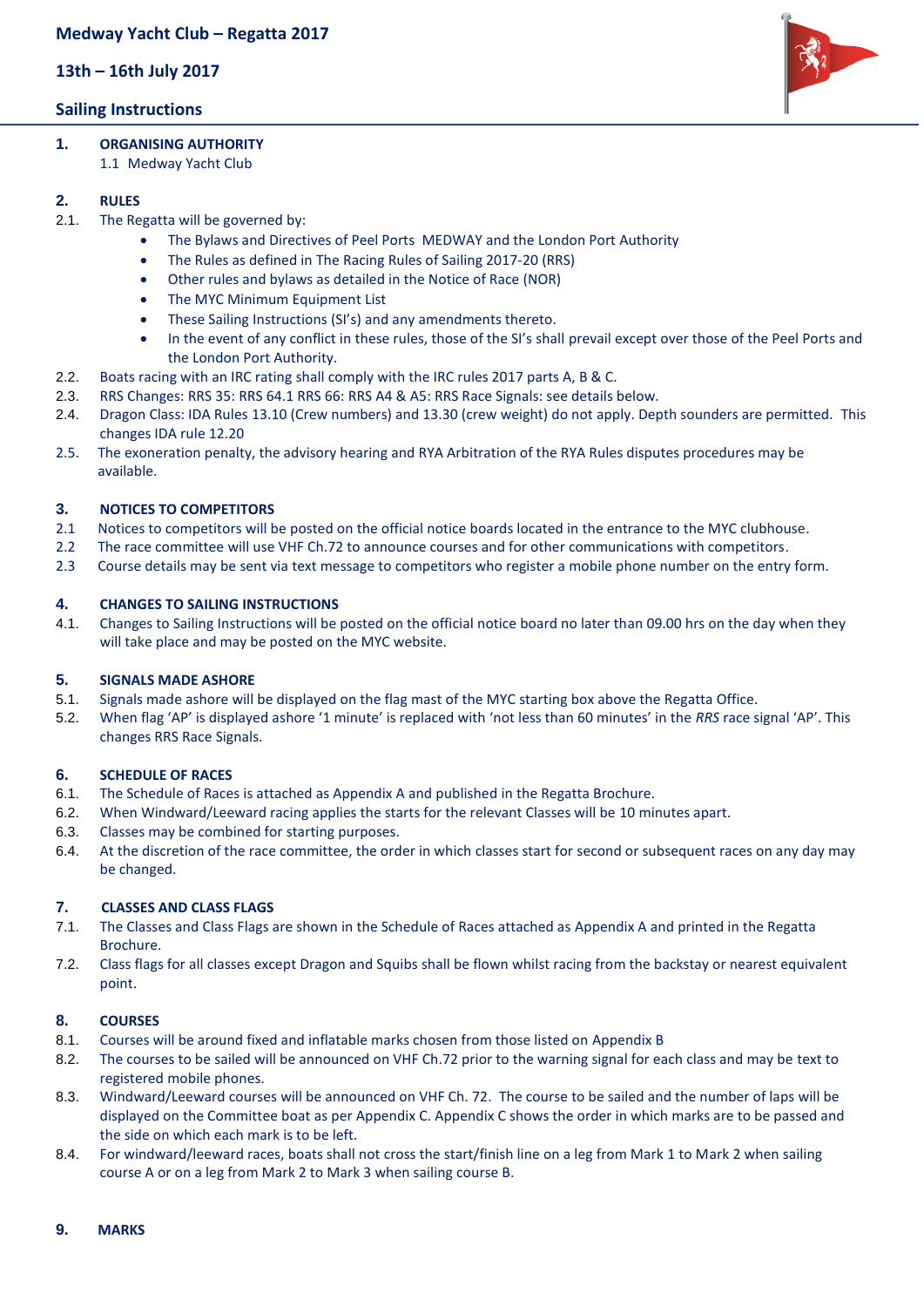# Medway Yacht Club – Regatta 2017

## 13th – 16th July 2017

## Sailing Instructions

**1. ORGANISING AUTHORITY**

1.1 Medway Yacht Club

**2. RULES**

2.1. The Regatta will be governed by:

- The Bylaws and Directives of Peel Ports MEDWAY and the London Port Authority
- The Rules as defined in The Racing Rules of Sailing 2017-20 (RRS)
- Other rules and bylaws as detailed in the Notice of Race (NOR)
- The MYC Minimum Equipment List
- These Sailing Instructions (SI's) and any amendments thereto.
- In the event of any conflict in these rules, those of the SI's shall prevail except over those of the Peel Ports and the London Port Authority.

2.2. Boats racing with an IRC rating shall comply with the IRC rules 2017 parts A, B & C.

2.3. RRS Changes: RRS 35: RRS 64.1 RRS 66: RRS A4 & A5: RRS Race Signals: see details below.

2.4. Dragon Class: IDA Rules 13.10 (Crew numbers) and 13.30 (crew weight) do not apply. Depth sounders are permitted. This changes IDA rule 12.20

2.5. The exoneration penalty, the advisory hearing and RYA Arbitration of the RYA Rules disputes procedures may be available.

**3. NOTICES TO COMPETITORS**

2.1 Notices to competitors will be posted on the official notice boards located in the entrance to the MYC clubhouse.

2.2 The race committee will use VHF Ch.72 to announce courses and for other communications with competitors.

2.3 Course details may be sent via text message to competitors who register a mobile phone number on the entry form.

**4. CHANGES TO SAILING INSTRUCTIONS**

4.1. Changes to Sailing Instructions will be posted on the official notice board no later than 09.00 hrs on the day when they will take place and may be posted on the MYC website.

**5. SIGNALS MADE ASHORE**

5.1. Signals made ashore will be displayed on the flag mast of the MYC starting box above the Regatta Office.

5.2. When flag 'AP' is displayed ashore '1 minute' is replaced with 'not less than 60 minutes' in the *RRS* race signal 'AP'. This changes RRS Race Signals.

**6. SCHEDULE OF RACES**

6.1. The Schedule of Races is attached as Appendix A and published in the Regatta Brochure.

6.2. When Windward/Leeward racing applies the starts for the relevant Classes will be 10 minutes apart.

6.3. Classes may be combined for starting purposes.

6.4. At the discretion of the race committee, the order in which classes start for second or subsequent races on any day may be changed.

**7. CLASSES AND CLASS FLAGS**

7.1. The Classes and Class Flags are shown in the Schedule of Races attached as Appendix A and printed in the Regatta Brochure.

7.2. Class flags for all classes except Dragon and Squibs shall be flown whilst racing from the backstay or nearest equivalent point.

**8. COURSES**

8.1. Courses will be around fixed and inflatable marks chosen from those listed on Appendix B

8.2. The courses to be sailed will be announced on VHF Ch.72 prior to the warning signal for each class and may be text to registered mobile phones.

8.3. Windward/Leeward courses will be announced on VHF Ch. 72. The course to be sailed and the number of laps will be displayed on the Committee boat as per Appendix C. Appendix C shows the order in which marks are to be passed and the side on which each mark is to be left.

8.4. For windward/leeward races, boats shall not cross the start/finish line on a leg from Mark 1 to Mark 2 when sailing course A or on a leg from Mark 2 to Mark 3 when sailing course B.

**9. MARKS**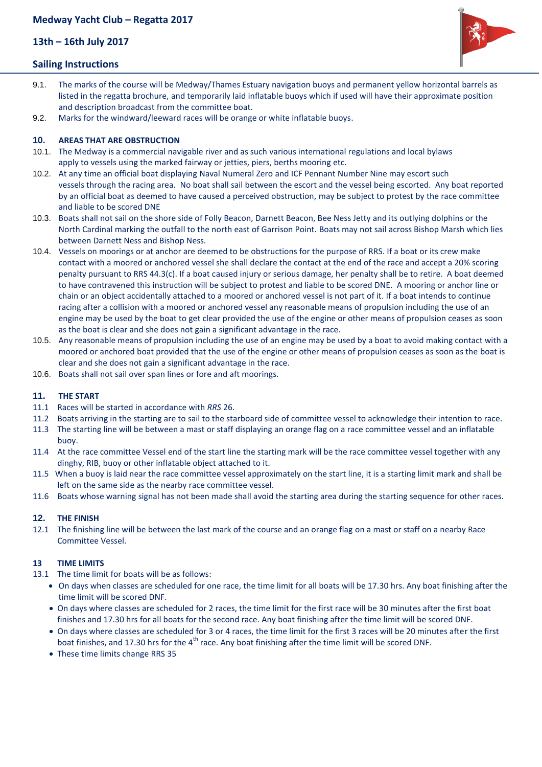9.1. The marks of the course will be Medway/Thames Estuary navigation buoys and permanent yellow horizontal barrels as listed in the regatta brochure, and temporarily laid inflatable buoys which if used will have their approximate position and description broadcast from the committee boat.

9.2. Marks for the windward/leeward races will be orange or white inflatable buoys.

## 10. AREAS THAT ARE OBSTRUCTION

10.1. The Medway is a commercial navigable river and as such various international regulations and local bylaws apply to vessels using the marked fairway or jetties, piers, berths mooring etc.

10.2. At any time an official boat displaying Naval Numeral Zero and ICF Pennant Number Nine may escort such vessels through the racing area. No boat shall sail between the escort and the vessel being escorted. Any boat reported by an official boat as deemed to have caused a perceived obstruction, may be subject to protest by the race committee and liable to be scored DNE

10.3. Boats shall not sail on the shore side of Folly Beacon, Darnett Beacon, Bee Ness Jetty and its outlying dolphins or the North Cardinal marking the outfall to the north east of Garrison Point. Boats may not sail across Bishop Marsh which lies between Darnett Ness and Bishop Ness.

10.4. Vessels on moorings or at anchor are deemed to be obstructions for the purpose of RRS. If a boat or its crew make contact with a moored or anchored vessel she shall declare the contact at the end of the race and accept a 20% scoring penalty pursuant to RRS 44.3(c). If a boat caused injury or serious damage, her penalty shall be to retire. A boat deemed to have contravened this instruction will be subject to protest and liable to be scored DNE. A mooring or anchor line or chain or an object accidentally attached to a moored or anchored vessel is not part of it. If a boat intends to continue racing after a collision with a moored or anchored vessel any reasonable means of propulsion including the use of an engine may be used by the boat to get clear provided the use of the engine or other means of propulsion ceases as soon as the boat is clear and she does not gain a significant advantage in the race.

10.5. Any reasonable means of propulsion including the use of an engine may be used by a boat to avoid making contact with a moored or anchored boat provided that the use of the engine or other means of propulsion ceases as soon as the boat is clear and she does not gain a significant advantage in the race.

10.6. Boats shall not sail over span lines or fore and aft moorings.

## 11. THE START

11.1 Races will be started in accordance with *RRS* 26.

11.2 Boats arriving in the starting are to sail to the starboard side of committee vessel to acknowledge their intention to race.

11.3 The starting line will be between a mast or staff displaying an orange flag on a race committee vessel and an inflatable buoy.

11.4 At the race committee Vessel end of the start line the starting mark will be the race committee vessel together with any dinghy, RIB, buoy or other inflatable object attached to it.

11.5 When a buoy is laid near the race committee vessel approximately on the start line, it is a starting limit mark and shall be left on the same side as the nearby race committee vessel.

11.6 Boats whose warning signal has not been made shall avoid the starting area during the starting sequence for other races.

## 12. THE FINISH

12.1 The finishing line will be between the last mark of the course and an orange flag on a mast or staff on a nearby Race Committee Vessel.

## 13 TIME LIMITS

13.1 The time limit for boats will be as follows:

- On days when classes are scheduled for one race, the time limit for all boats will be 17.30 hrs. Any boat finishing after the time limit will be scored DNF.
- On days where classes are scheduled for 2 races, the time limit for the first race will be 30 minutes after the first boat finishes and 17.30 hrs for all boats for the second race. Any boat finishing after the time limit will be scored DNF.
- On days where classes are scheduled for 3 or 4 races, the time limit for the first 3 races will be 20 minutes after the first boat finishes, and 17.30 hrs for the 4th race. Any boat finishing after the time limit will be scored DNF.
- These time limits change RRS 35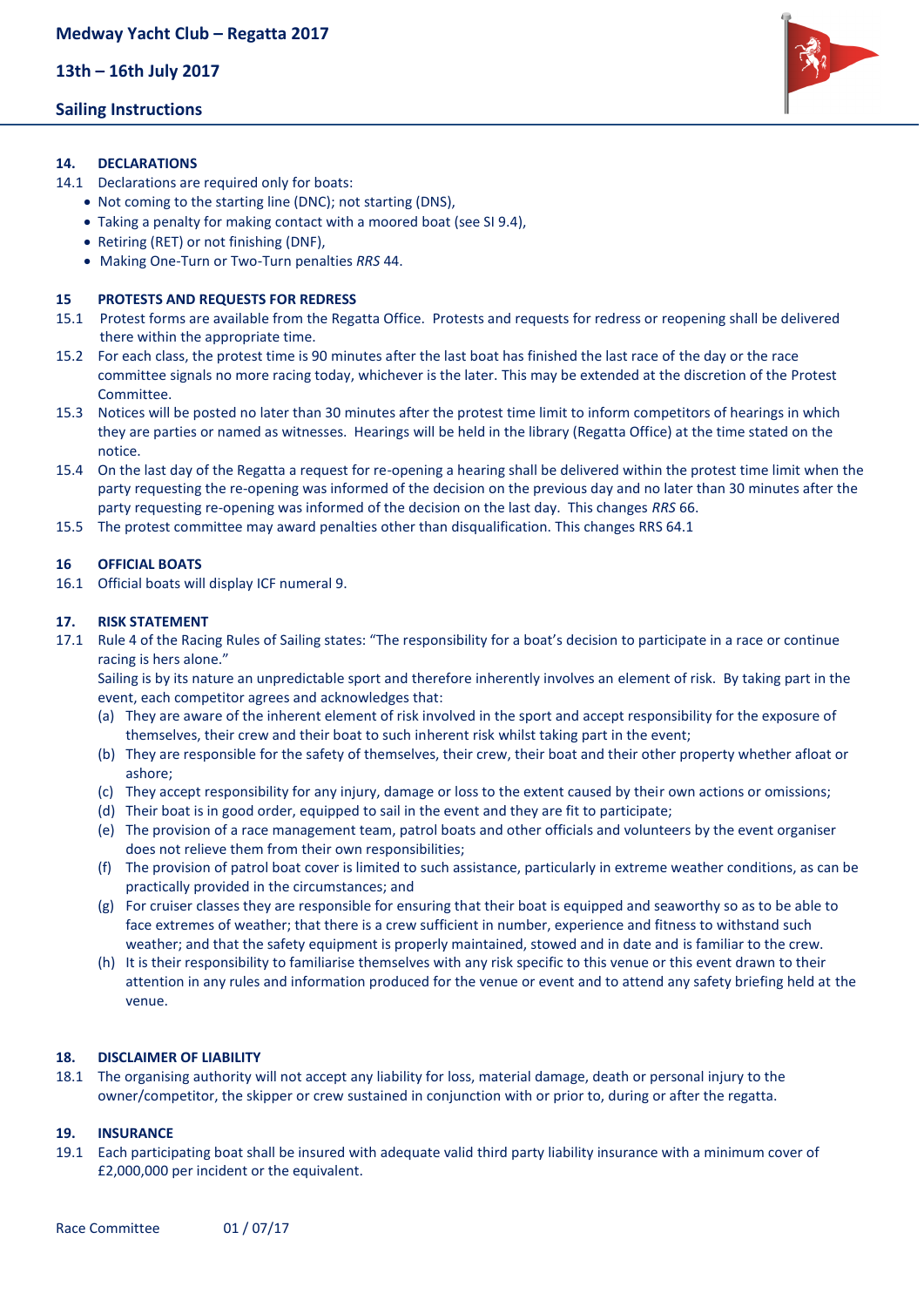## 14. DECLARATIONS

14.1 Declarations are required only for boats:

- Not coming to the starting line (DNC); not starting (DNS),
- Taking a penalty for making contact with a moored boat (see SI 9.4),
- Retiring (RET) or not finishing (DNF),
- Making One-Turn or Two-Turn penalties *RRS* 44.

## 15 PROTESTS AND REQUESTS FOR REDRESS

15.1 Protest forms are available from the Regatta Office. Protests and requests for redress or reopening shall be delivered there within the appropriate time.

15.2 For each class, the protest time is 90 minutes after the last boat has finished the last race of the day or the race committee signals no more racing today, whichever is the later. This may be extended at the discretion of the Protest Committee.

15.3 Notices will be posted no later than 30 minutes after the protest time limit to inform competitors of hearings in which they are parties or named as witnesses. Hearings will be held in the library (Regatta Office) at the time stated on the notice.

15.4 On the last day of the Regatta a request for re-opening a hearing shall be delivered within the protest time limit when the party requesting the re-opening was informed of the decision on the previous day and no later than 30 minutes after the party requesting re-opening was informed of the decision on the last day. This changes *RRS* 66.

15.5 The protest committee may award penalties other than disqualification. This changes RRS 64.1

## 16 OFFICIAL BOATS

16.1 Official boats will display ICF numeral 9.

## 17. RISK STATEMENT

17.1 Rule 4 of the Racing Rules of Sailing states: "The responsibility for a boat's decision to participate in a race or continue racing is hers alone."

Sailing is by its nature an unpredictable sport and therefore inherently involves an element of risk. By taking part in the event, each competitor agrees and acknowledges that:

(a) They are aware of the inherent element of risk involved in the sport and accept responsibility for the exposure of themselves, their crew and their boat to such inherent risk whilst taking part in the event;

(b) They are responsible for the safety of themselves, their crew, their boat and their other property whether afloat or ashore;

(c) They accept responsibility for any injury, damage or loss to the extent caused by their own actions or omissions;

(d) Their boat is in good order, equipped to sail in the event and they are fit to participate;

(e) The provision of a race management team, patrol boats and other officials and volunteers by the event organiser does not relieve them from their own responsibilities;

(f) The provision of patrol boat cover is limited to such assistance, particularly in extreme weather conditions, as can be practically provided in the circumstances; and

(g) For cruiser classes they are responsible for ensuring that their boat is equipped and seaworthy so as to be able to face extremes of weather; that there is a crew sufficient in number, experience and fitness to withstand such weather; and that the safety equipment is properly maintained, stowed and in date and is familiar to the crew.

(h) It is their responsibility to familiarise themselves with any risk specific to this venue or this event drawn to their attention in any rules and information produced for the venue or event and to attend any safety briefing held at the venue.

## 18. DISCLAIMER OF LIABILITY

18.1 The organising authority will not accept any liability for loss, material damage, death or personal injury to the owner/competitor, the skipper or crew sustained in conjunction with or prior to, during or after the regatta.

## 19. INSURANCE

19.1 Each participating boat shall be insured with adequate valid third party liability insurance with a minimum cover of £2,000,000 per incident or the equivalent.

Race Committee 01 / 07/17